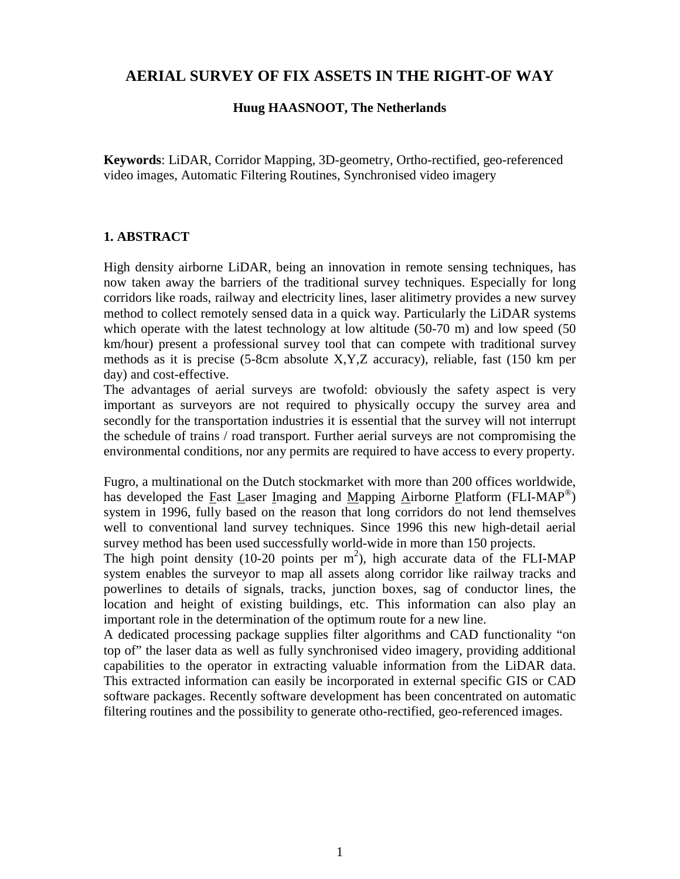# AERIAL SURVEY OF FIX ASSETS IN THE RIGHT-OF WAY

**Huug HAASNOOT, The Netherlands**

**Keywords**: LiDAR, Corridor Mapping, 3D-geometry, Ortho-rectified, geo-referenced video images, Automatic Filtering Routines, Synchronised video imagery

## 1. ABSTRACT

High density airborne LiDAR, being an innovation in remote sensing techniques, has now taken away the barriers of the traditional survey techniques. Especially for long corridors like roads, railway and electricity lines, laser alitimetry provides a new survey method to collect remotely sensed data in a quick way. Particularly the LiDAR systems which operate with the latest technology at low altitude (50-70 m) and low speed (50 km/hour) present a professional survey tool that can compete with traditional survey methods as it is precise (5-8cm absolute X,Y,Z accuracy), reliable, fast (150 km per day) and cost-effective.

The advantages of aerial surveys are twofold: obviously the safety aspect is very important as surveyors are not required to physically occupy the survey area and secondly for the transportation industries it is essential that the survey will not interrupt the schedule of trains / road transport. Further aerial surveys are not compromising the environmental conditions, nor any permits are required to have access to every property.

Fugro, a multinational on the Dutch stockmarket with more than 200 offices worldwide, has developed the Fast Laser Imaging and Mapping Airborne Platform (FLI-MAP®) system in 1996, fully based on the reason that long corridors do not lend themselves well to conventional land survey techniques. Since 1996 this new high-detail aerial survey method has been used successfully world-wide in more than 150 projects.

The high point density (10-20 points per $m^2$), high accurate data of the FLI-MAP system enables the surveyor to map all assets along corridor like railway tracks and powerlines to details of signals, tracks, junction boxes, sag of conductor lines, the location and height of existing buildings, etc. This information can also play an important role in the determination of the optimum route for a new line.

A dedicated processing package supplies filter algorithms and CAD functionality "on top of" the laser data as well as fully synchronised video imagery, providing additional capabilities to the operator in extracting valuable information from the LiDAR data. This extracted information can easily be incorporated in external specific GIS or CAD software packages. Recently software development has been concentrated on automatic filtering routines and the possibility to generate otho-rectified, geo-referenced images.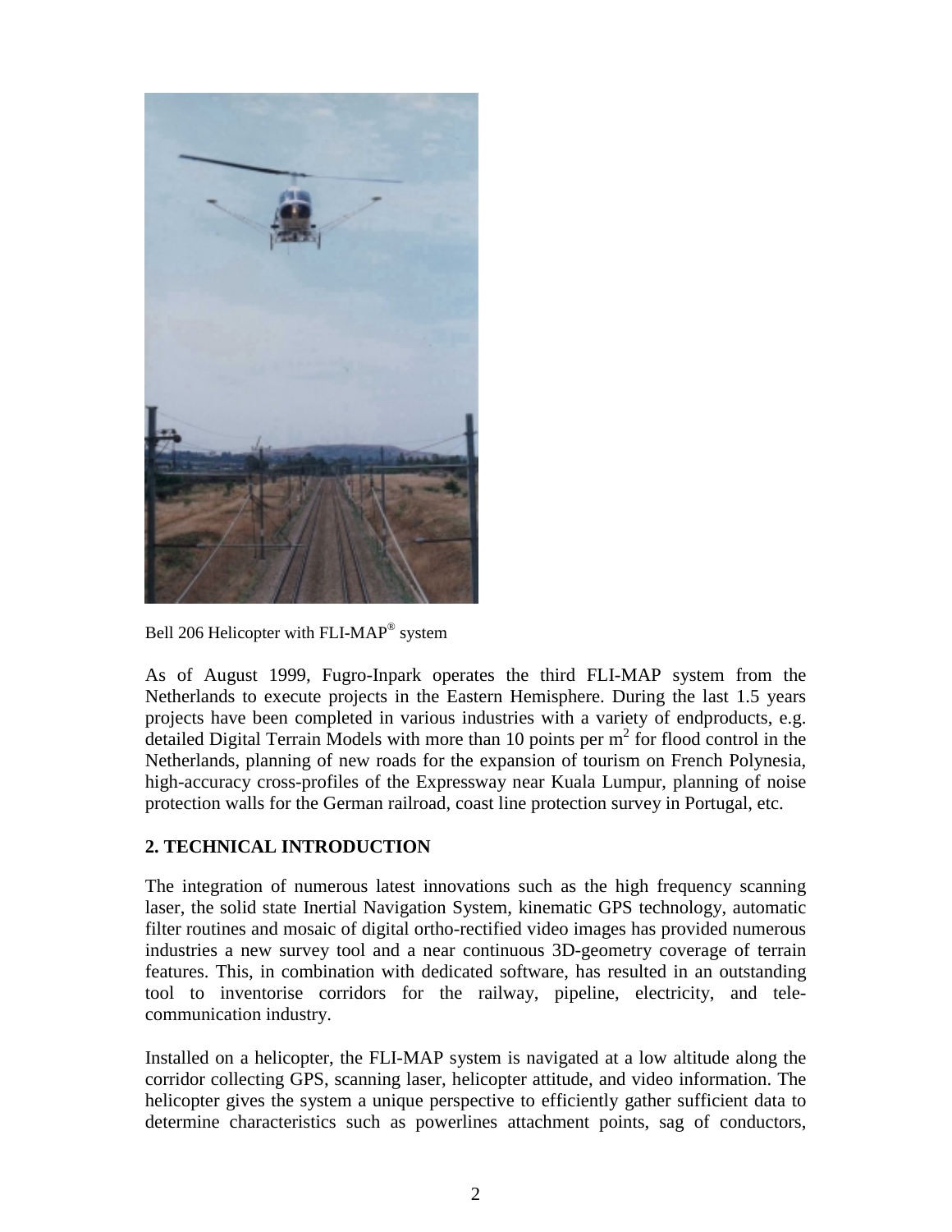Bell 206 Helicopter with FLI-MAP® system

As of August 1999, Fugro-Inpark operates the third FLI-MAP system from the Netherlands to execute projects in the Eastern Hemisphere. During the last 1.5 years projects have been completed in various industries with a variety of endproducts, e.g. detailed Digital Terrain Models with more than 10 points per $m^2$ for flood control in the Netherlands, planning of new roads for the expansion of tourism on French Polynesia, high-accuracy cross-profiles of the Expressway near Kuala Lumpur, planning of noise protection walls for the German railroad, coast line protection survey in Portugal, etc.

## 2. TECHNICAL INTRODUCTION

The integration of numerous latest innovations such as the high frequency scanning laser, the solid state Inertial Navigation System, kinematic GPS technology, automatic filter routines and mosaic of digital ortho-rectified video images has provided numerous industries a new survey tool and a near continuous 3D-geometry coverage of terrain features. This, in combination with dedicated software, has resulted in an outstanding tool to inventorise corridors for the railway, pipeline, electricity, and tele-communication industry.

Installed on a helicopter, the FLI-MAP system is navigated at a low altitude along the corridor collecting GPS, scanning laser, helicopter attitude, and video information. The helicopter gives the system a unique perspective to efficiently gather sufficient data to determine characteristics such as powerlines attachment points, sag of conductors,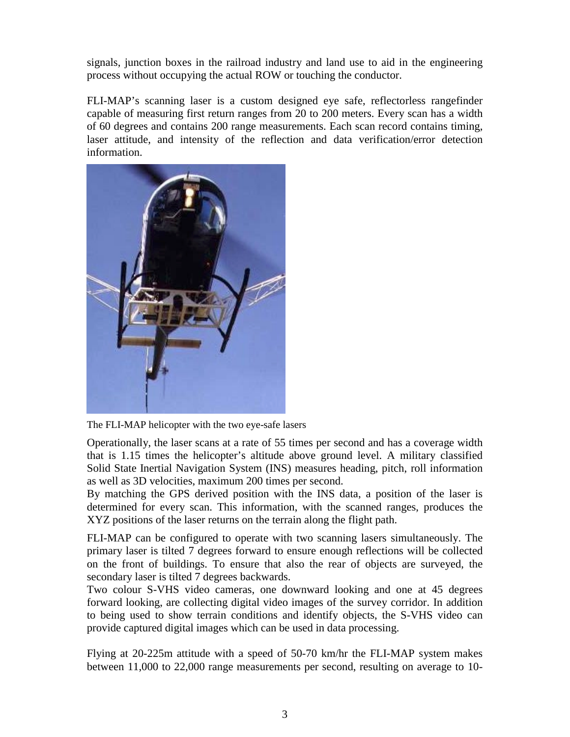signals, junction boxes in the railroad industry and land use to aid in the engineering process without occupying the actual ROW or touching the conductor.

FLI-MAP's scanning laser is a custom designed eye safe, reflectorless rangefinder capable of measuring first return ranges from 20 to 200 meters. Every scan has a width of 60 degrees and contains 200 range measurements. Each scan record contains timing, laser attitude, and intensity of the reflection and data verification/error detection information.

The FLI-MAP helicopter with the two eye-safe lasers

Operationally, the laser scans at a rate of 55 times per second and has a coverage width that is 1.15 times the helicopter's altitude above ground level. A military classified Solid State Inertial Navigation System (INS) measures heading, pitch, roll information as well as 3D velocities, maximum 200 times per second.
By matching the GPS derived position with the INS data, a position of the laser is determined for every scan. This information, with the scanned ranges, produces the XYZ positions of the laser returns on the terrain along the flight path.

FLI-MAP can be configured to operate with two scanning lasers simultaneously. The primary laser is tilted 7 degrees forward to ensure enough reflections will be collected on the front of buildings. To ensure that also the rear of objects are surveyed, the secondary laser is tilted 7 degrees backwards.
Two colour S-VHS video cameras, one downward looking and one at 45 degrees forward looking, are collecting digital video images of the survey corridor. In addition to being used to show terrain conditions and identify objects, the S-VHS video can provide captured digital images which can be used in data processing.

Flying at 20-225m attitude with a speed of 50-70 km/hr the FLI-MAP system makes between 11,000 to 22,000 range measurements per second, resulting on average to 10-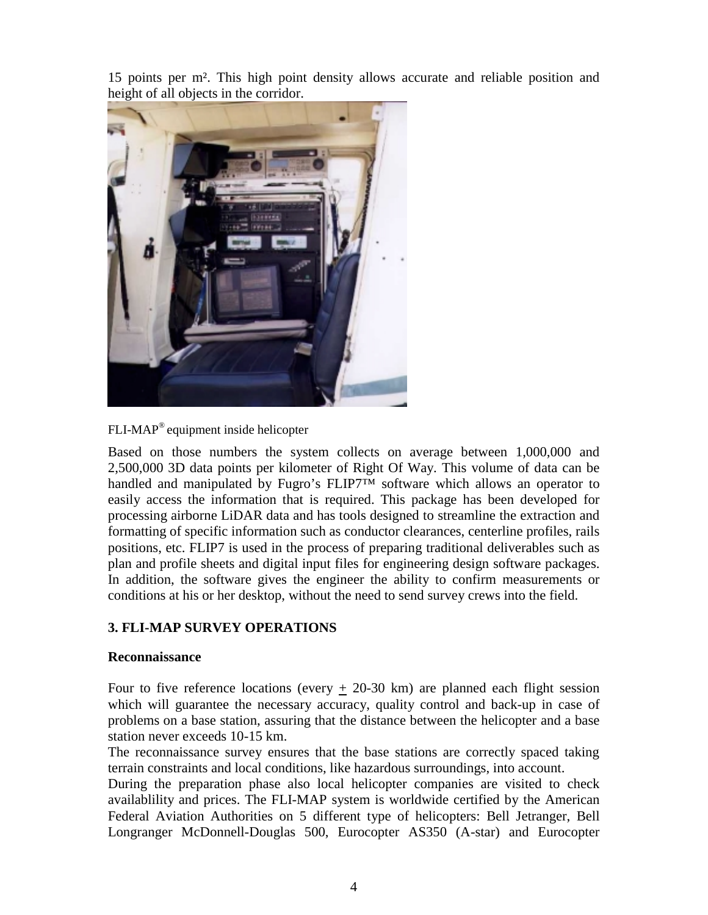15 points per m². This high point density allows accurate and reliable position and height of all objects in the corridor.

FLI-MAP® equipment inside helicopter

Based on those numbers the system collects on average between 1,000,000 and 2,500,000 3D data points per kilometer of Right Of Way. This volume of data can be handled and manipulated by Fugro's FLIP7™ software which allows an operator to easily access the information that is required. This package has been developed for processing airborne LiDAR data and has tools designed to streamline the extraction and formatting of specific information such as conductor clearances, centerline profiles, rails positions, etc. FLIP7 is used in the process of preparing traditional deliverables such as plan and profile sheets and digital input files for engineering design software packages. In addition, the software gives the engineer the ability to confirm measurements or conditions at his or her desktop, without the need to send survey crews into the field.

## 3. FLI-MAP SURVEY OPERATIONS

### Reconnaissance

Four to five reference locations (every ± 20-30 km) are planned each flight session which will guarantee the necessary accuracy, quality control and back-up in case of problems on a base station, assuring that the distance between the helicopter and a base station never exceeds 10-15 km.

The reconnaissance survey ensures that the base stations are correctly spaced taking terrain constraints and local conditions, like hazardous surroundings, into account.

During the preparation phase also local helicopter companies are visited to check availablility and prices. The FLI-MAP system is worldwide certified by the American Federal Aviation Authorities on 5 different type of helicopters: Bell Jetranger, Bell Longranger McDonnell-Douglas 500, Eurocopter AS350 (A-star) and Eurocopter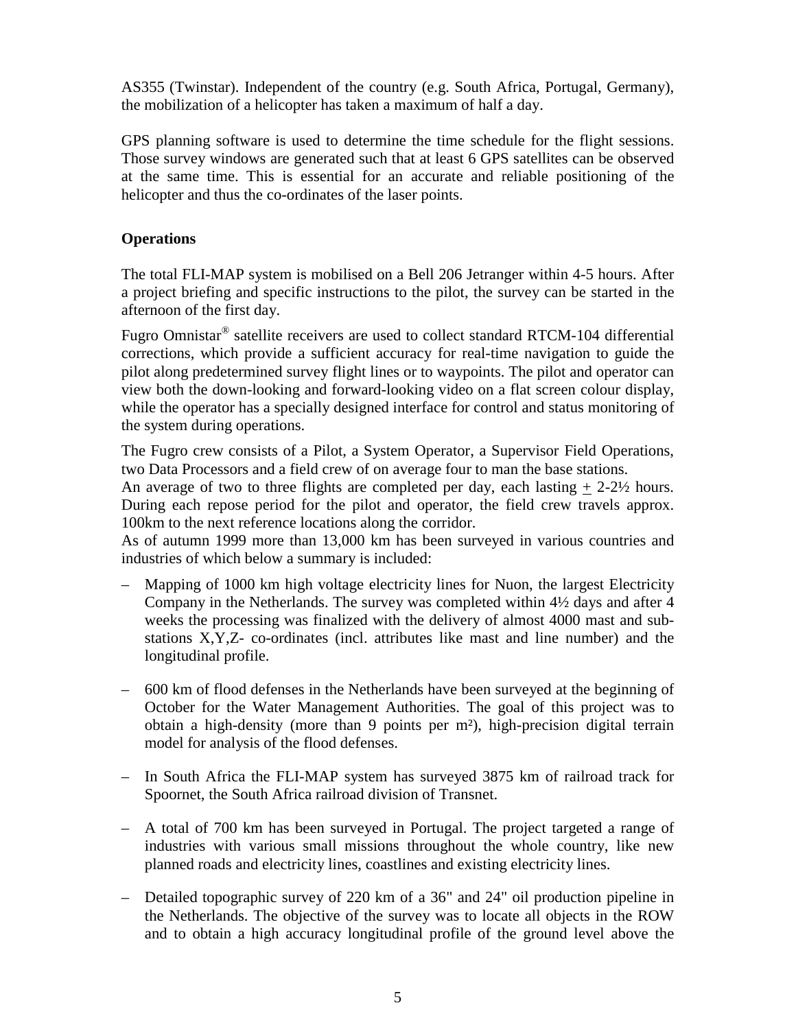AS355 (Twinstar). Independent of the country (e.g. South Africa, Portugal, Germany), the mobilization of a helicopter has taken a maximum of half a day.

GPS planning software is used to determine the time schedule for the flight sessions. Those survey windows are generated such that at least 6 GPS satellites can be observed at the same time. This is essential for an accurate and reliable positioning of the helicopter and thus the co-ordinates of the laser points.

## Operations

The total FLI-MAP system is mobilised on a Bell 206 Jetranger within 4-5 hours. After a project briefing and specific instructions to the pilot, the survey can be started in the afternoon of the first day.

Fugro Omnistar® satellite receivers are used to collect standard RTCM-104 differential corrections, which provide a sufficient accuracy for real-time navigation to guide the pilot along predetermined survey flight lines or to waypoints. The pilot and operator can view both the down-looking and forward-looking video on a flat screen colour display, while the operator has a specially designed interface for control and status monitoring of the system during operations.

The Fugro crew consists of a Pilot, a System Operator, a Supervisor Field Operations, two Data Processors and a field crew of on average four to man the base stations.
An average of two to three flights are completed per day, each lasting ± 2-2½ hours. During each repose period for the pilot and operator, the field crew travels approx. 100km to the next reference locations along the corridor.
As of autumn 1999 more than 13,000 km has been surveyed in various countries and industries of which below a summary is included:

- Mapping of 1000 km high voltage electricity lines for Nuon, the largest Electricity Company in the Netherlands. The survey was completed within 4½ days and after 4 weeks the processing was finalized with the delivery of almost 4000 mast and sub-stations X,Y,Z- co-ordinates (incl. attributes like mast and line number) and the longitudinal profile.

- 600 km of flood defenses in the Netherlands have been surveyed at the beginning of October for the Water Management Authorities. The goal of this project was to obtain a high-density (more than 9 points per m²), high-precision digital terrain model for analysis of the flood defenses.

- In South Africa the FLI-MAP system has surveyed 3875 km of railroad track for Spoornet, the South Africa railroad division of Transnet.

- A total of 700 km has been surveyed in Portugal. The project targeted a range of industries with various small missions throughout the whole country, like new planned roads and electricity lines, coastlines and existing electricity lines.

- Detailed topographic survey of 220 km of a 36" and 24" oil production pipeline in the Netherlands. The objective of the survey was to locate all objects in the ROW and to obtain a high accuracy longitudinal profile of the ground level above the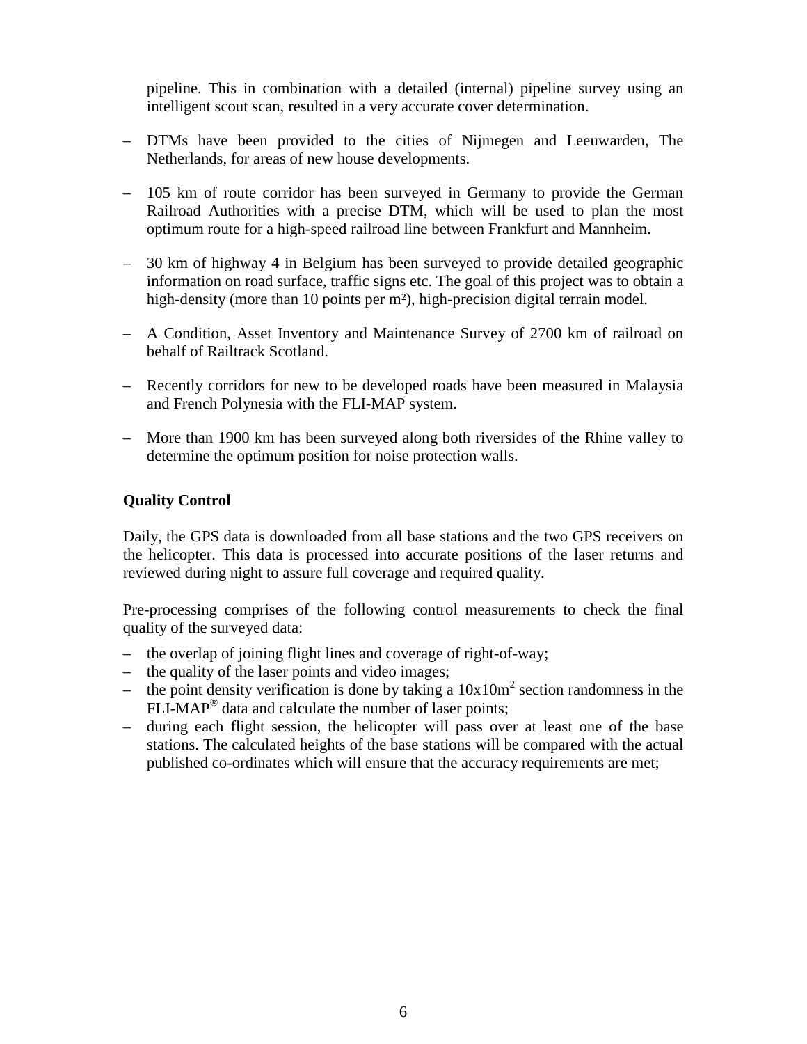pipeline. This in combination with a detailed (internal) pipeline survey using an intelligent scout scan, resulted in a very accurate cover determination.

– DTMs have been provided to the cities of Nijmegen and Leeuwarden, The Netherlands, for areas of new house developments.

– 105 km of route corridor has been surveyed in Germany to provide the German Railroad Authorities with a precise DTM, which will be used to plan the most optimum route for a high-speed railroad line between Frankfurt and Mannheim.

– 30 km of highway 4 in Belgium has been surveyed to provide detailed geographic information on road surface, traffic signs etc. The goal of this project was to obtain a high-density (more than 10 points per m²), high-precision digital terrain model.

– A Condition, Asset Inventory and Maintenance Survey of 2700 km of railroad on behalf of Railtrack Scotland.

– Recently corridors for new to be developed roads have been measured in Malaysia and French Polynesia with the FLI-MAP system.

– More than 1900 km has been surveyed along both riversides of the Rhine valley to determine the optimum position for noise protection walls.

**Quality Control**

Daily, the GPS data is downloaded from all base stations and the two GPS receivers on the helicopter. This data is processed into accurate positions of the laser returns and reviewed during night to assure full coverage and required quality.

Pre-processing comprises of the following control measurements to check the final quality of the surveyed data:

– the overlap of joining flight lines and coverage of right-of-way;
– the quality of the laser points and video images;
– the point density verification is done by taking a $10x10m^2$ section randomness in the FLI-MAP® data and calculate the number of laser points;
– during each flight session, the helicopter will pass over at least one of the base stations. The calculated heights of the base stations will be compared with the actual published co-ordinates which will ensure that the accuracy requirements are met;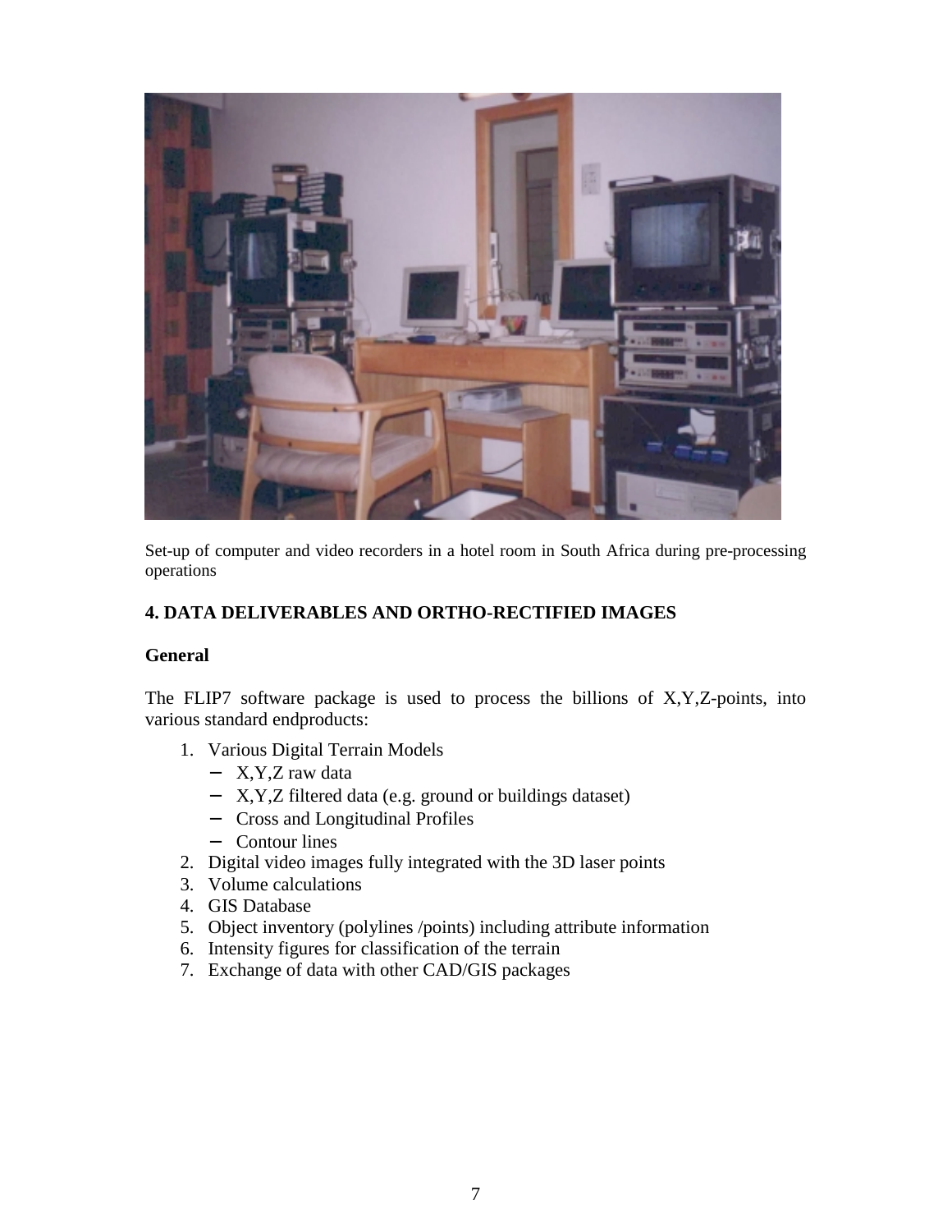Set-up of computer and video recorders in a hotel room in South Africa during pre-processing operations

## 4. DATA DELIVERABLES AND ORTHO-RECTIFIED IMAGES

### General

The FLIP7 software package is used to process the billions of X,Y,Z-points, into various standard endproducts:

1. Various Digital Terrain Models
   - X,Y,Z raw data
   - X,Y,Z filtered data (e.g. ground or buildings dataset)
   - Cross and Longitudinal Profiles
   - Contour lines
2. Digital video images fully integrated with the 3D laser points
3. Volume calculations
4. GIS Database
5. Object inventory (polylines /points) including attribute information
6. Intensity figures for classification of the terrain
7. Exchange of data with other CAD/GIS packages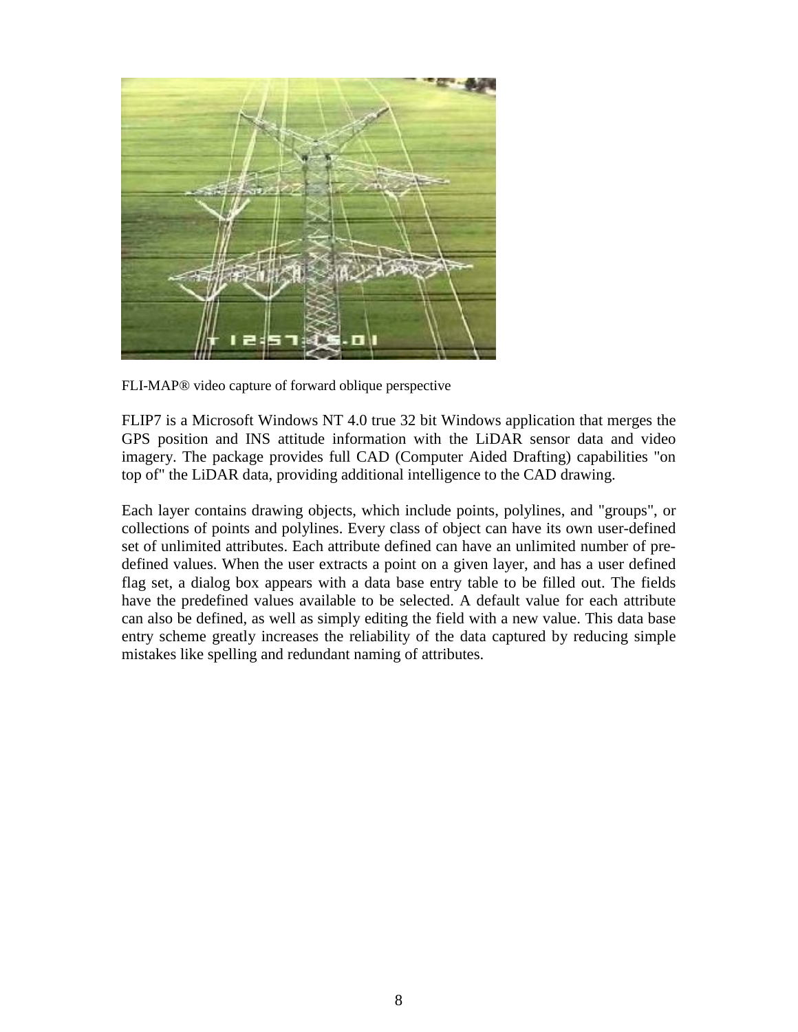FLI-MAP® video capture of forward oblique perspective

FLIP7 is a Microsoft Windows NT 4.0 true 32 bit Windows application that merges the GPS position and INS attitude information with the LiDAR sensor data and video imagery. The package provides full CAD (Computer Aided Drafting) capabilities "on top of" the LiDAR data, providing additional intelligence to the CAD drawing.

Each layer contains drawing objects, which include points, polylines, and "groups", or collections of points and polylines. Every class of object can have its own user-defined set of unlimited attributes. Each attribute defined can have an unlimited number of pre-defined values. When the user extracts a point on a given layer, and has a user defined flag set, a dialog box appears with a data base entry table to be filled out. The fields have the predefined values available to be selected. A default value for each attribute can also be defined, as well as simply editing the field with a new value. This data base entry scheme greatly increases the reliability of the data captured by reducing simple mistakes like spelling and redundant naming of attributes.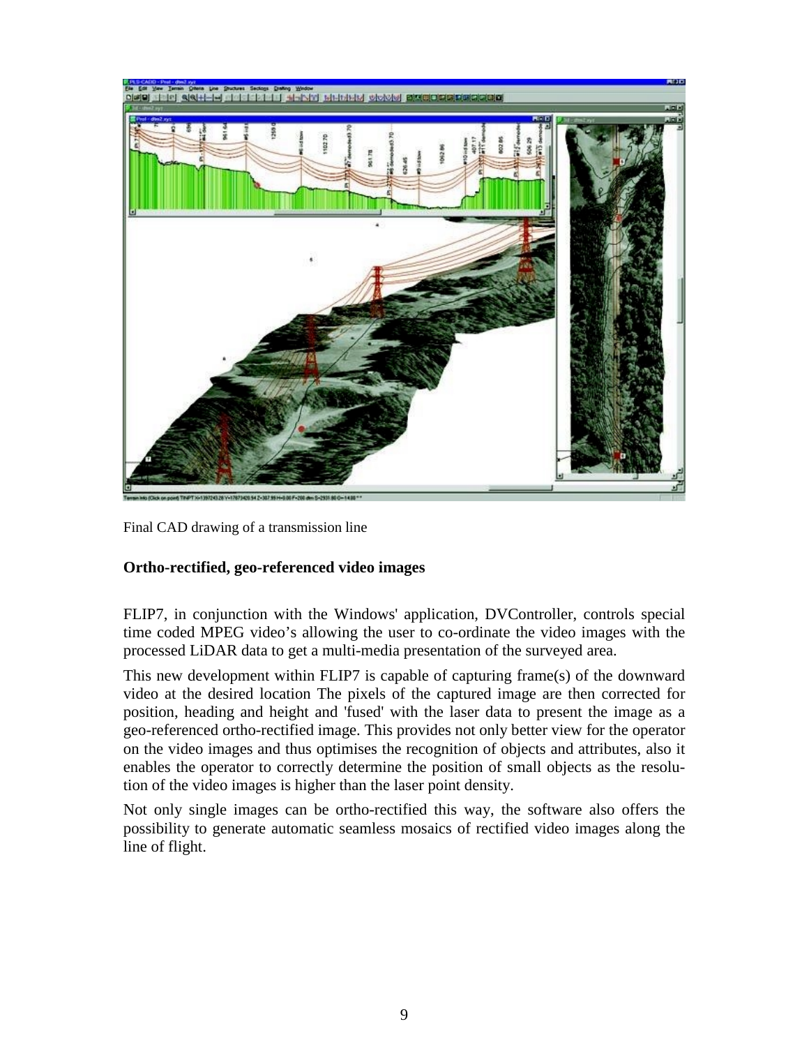Final CAD drawing of a transmission line

**Ortho-rectified, geo-referenced video images**

FLIP7, in conjunction with the Windows' application, DVController, controls special time coded MPEG video’s allowing the user to co-ordinate the video images with the processed LiDAR data to get a multi-media presentation of the surveyed area.

This new development within FLIP7 is capable of capturing frame(s) of the downward video at the desired location The pixels of the captured image are then corrected for position, heading and height and 'fused' with the laser data to present the image as a geo-referenced ortho-rectified image. This provides not only better view for the operator on the video images and thus optimises the recognition of objects and attributes, also it enables the operator to correctly determine the position of small objects as the resolution of the video images is higher than the laser point density.

Not only single images can be ortho-rectified this way, the software also offers the possibility to generate automatic seamless mosaics of rectified video images along the line of flight.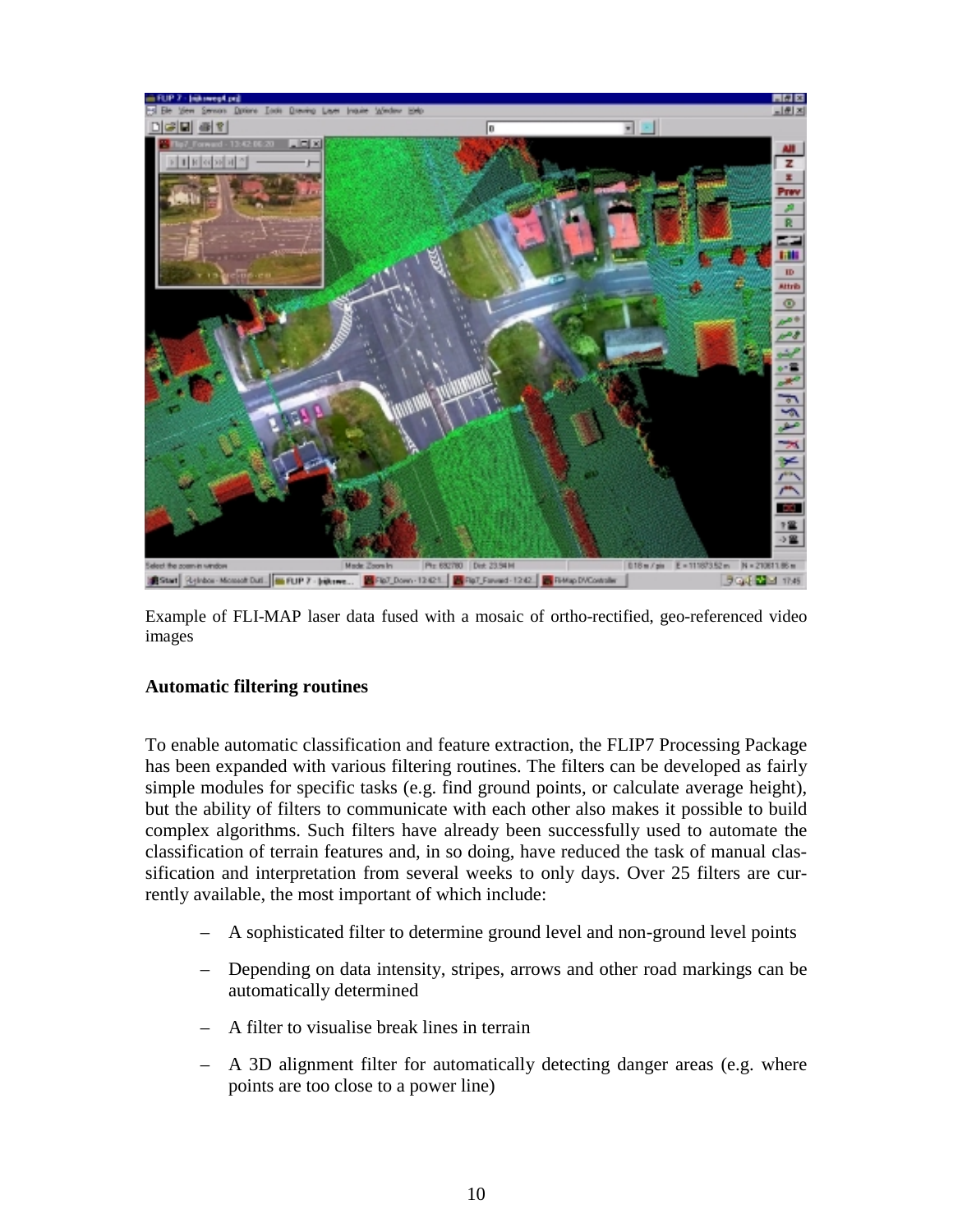Example of FLI-MAP laser data fused with a mosaic of ortho-rectified, geo-referenced video images

**Automatic filtering routines**

To enable automatic classification and feature extraction, the FLIP7 Processing Package has been expanded with various filtering routines. The filters can be developed as fairly simple modules for specific tasks (e.g. find ground points, or calculate average height), but the ability of filters to communicate with each other also makes it possible to build complex algorithms. Such filters have already been successfully used to automate the classification of terrain features and, in so doing, have reduced the task of manual classification and interpretation from several weeks to only days. Over 25 filters are currently available, the most important of which include:

- A sophisticated filter to determine ground level and non-ground level points
- Depending on data intensity, stripes, arrows and other road markings can be automatically determined
- A filter to visualise break lines in terrain
- A 3D alignment filter for automatically detecting danger areas (e.g. where points are too close to a power line)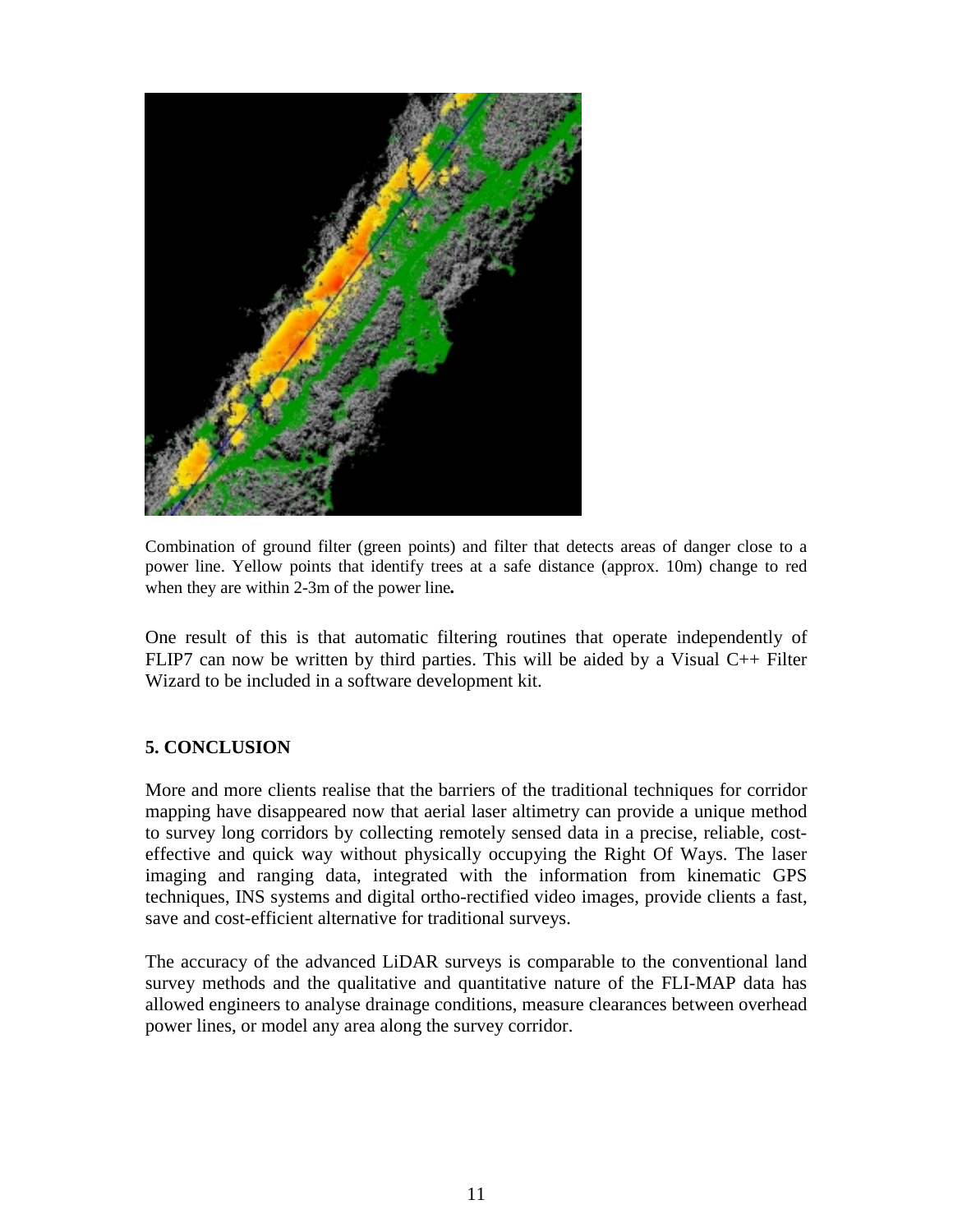Combination of ground filter (green points) and filter that detects areas of danger close to a power line. Yellow points that identify trees at a safe distance (approx. 10m) change to red when they are within 2-3m of the power line**.**

One result of this is that automatic filtering routines that operate independently of FLIP7 can now be written by third parties. This will be aided by a Visual C++ Filter Wizard to be included in a software development kit.

## 5. CONCLUSION

More and more clients realise that the barriers of the traditional techniques for corridor mapping have disappeared now that aerial laser altimetry can provide a unique method to survey long corridors by collecting remotely sensed data in a precise, reliable, cost-effective and quick way without physically occupying the Right Of Ways. The laser imaging and ranging data, integrated with the information from kinematic GPS techniques, INS systems and digital ortho-rectified video images, provide clients a fast, save and cost-efficient alternative for traditional surveys.

The accuracy of the advanced LiDAR surveys is comparable to the conventional land survey methods and the qualitative and quantitative nature of the FLI-MAP data has allowed engineers to analyse drainage conditions, measure clearances between overhead power lines, or model any area along the survey corridor.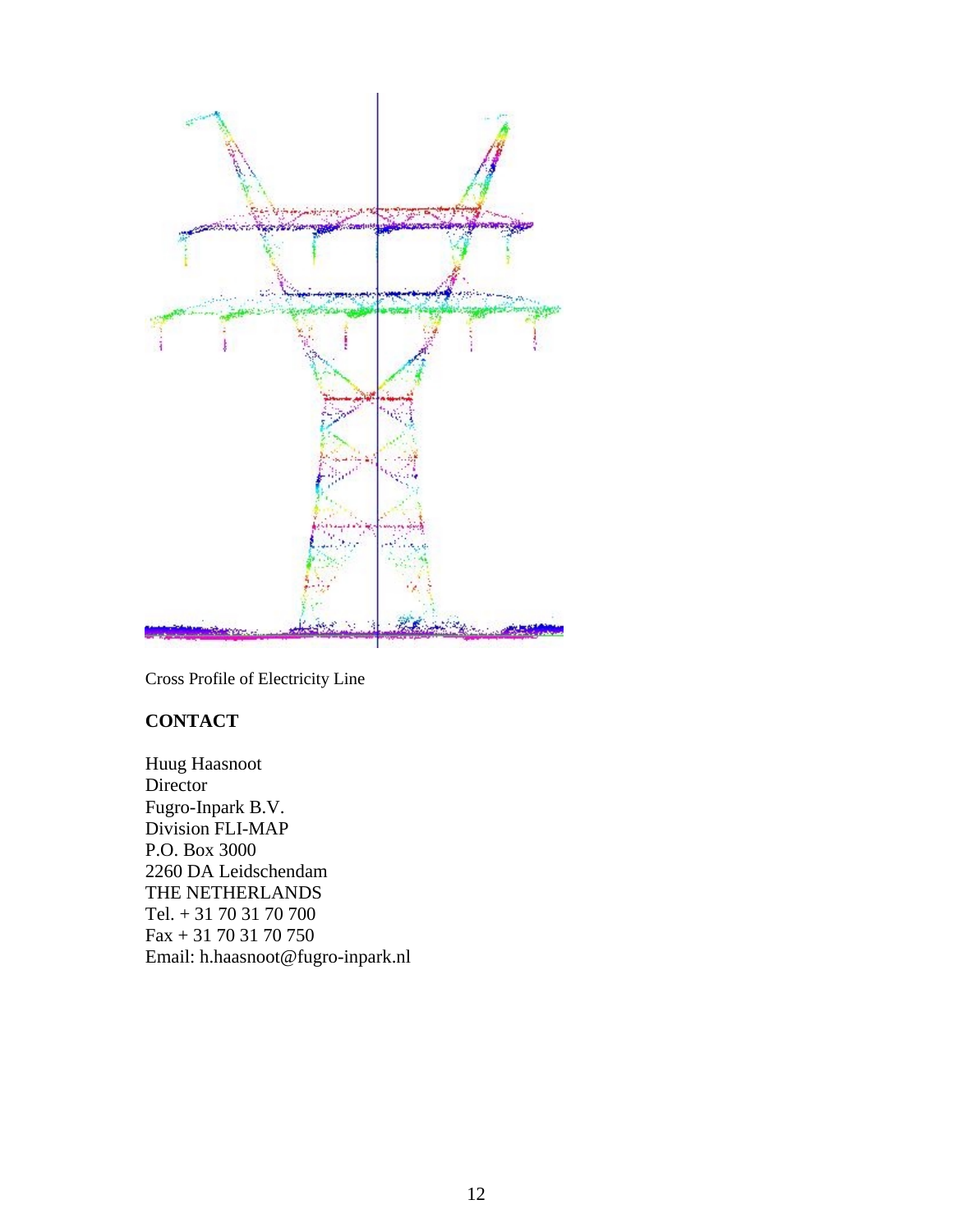Cross Profile of Electricity Line

**CONTACT**

Huug Haasnoot
Director
Fugro-Inpark B.V.
Division FLI-MAP
P.O. Box 3000
2260 DA Leidschendam
THE NETHERLANDS
Tel. + 31 70 31 70 700
Fax + 31 70 31 70 750
Email: h.haasnoot@fugro-inpark.nl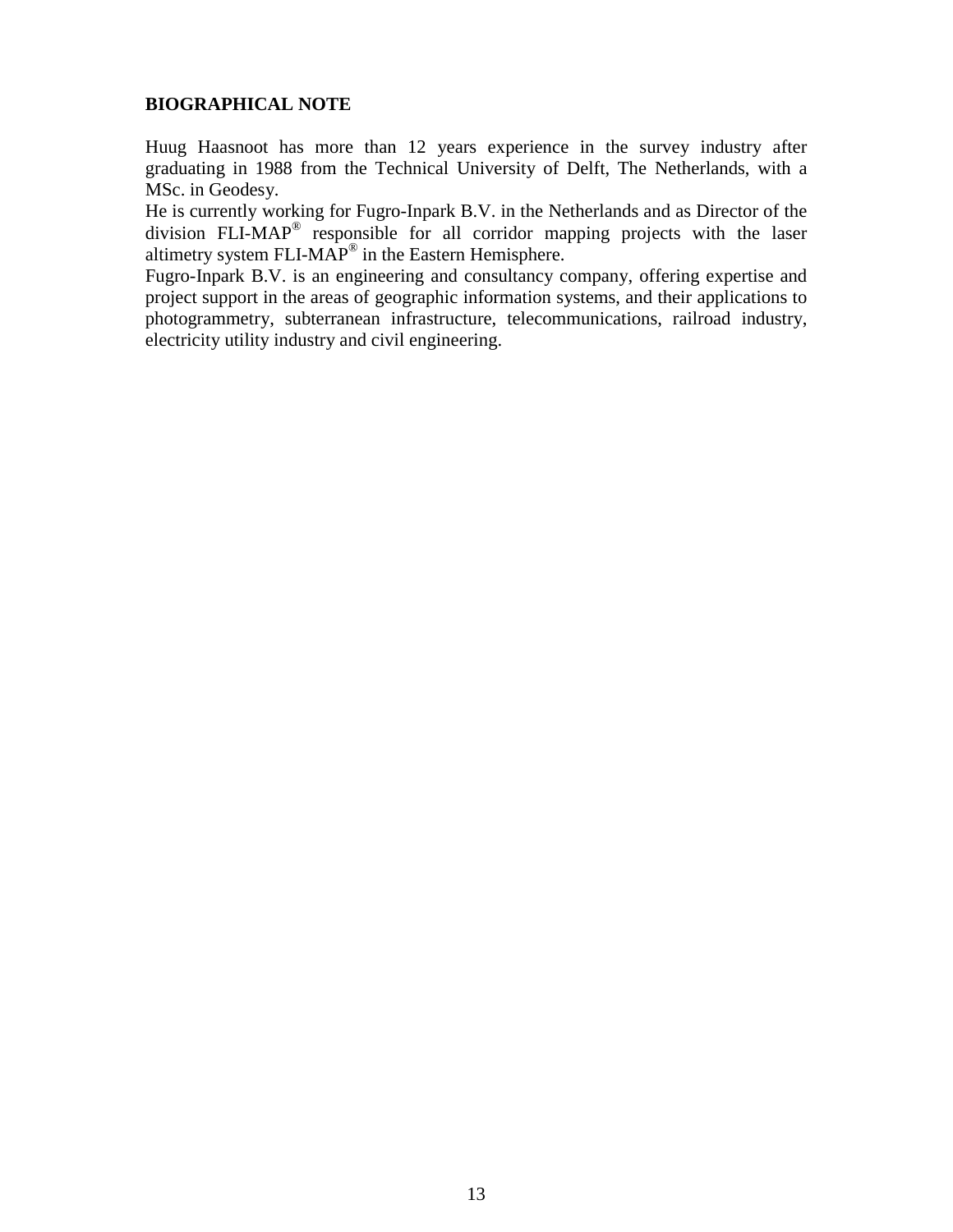**BIOGRAPHICAL NOTE**

Huug Haasnoot has more than 12 years experience in the survey industry after graduating in 1988 from the Technical University of Delft, The Netherlands, with a MSc. in Geodesy.
He is currently working for Fugro-Inpark B.V. in the Netherlands and as Director of the division FLI-MAP® responsible for all corridor mapping projects with the laser altimetry system FLI-MAP® in the Eastern Hemisphere.
Fugro-Inpark B.V. is an engineering and consultancy company, offering expertise and project support in the areas of geographic information systems, and their applications to photogrammetry, subterranean infrastructure, telecommunications, railroad industry, electricity utility industry and civil engineering.